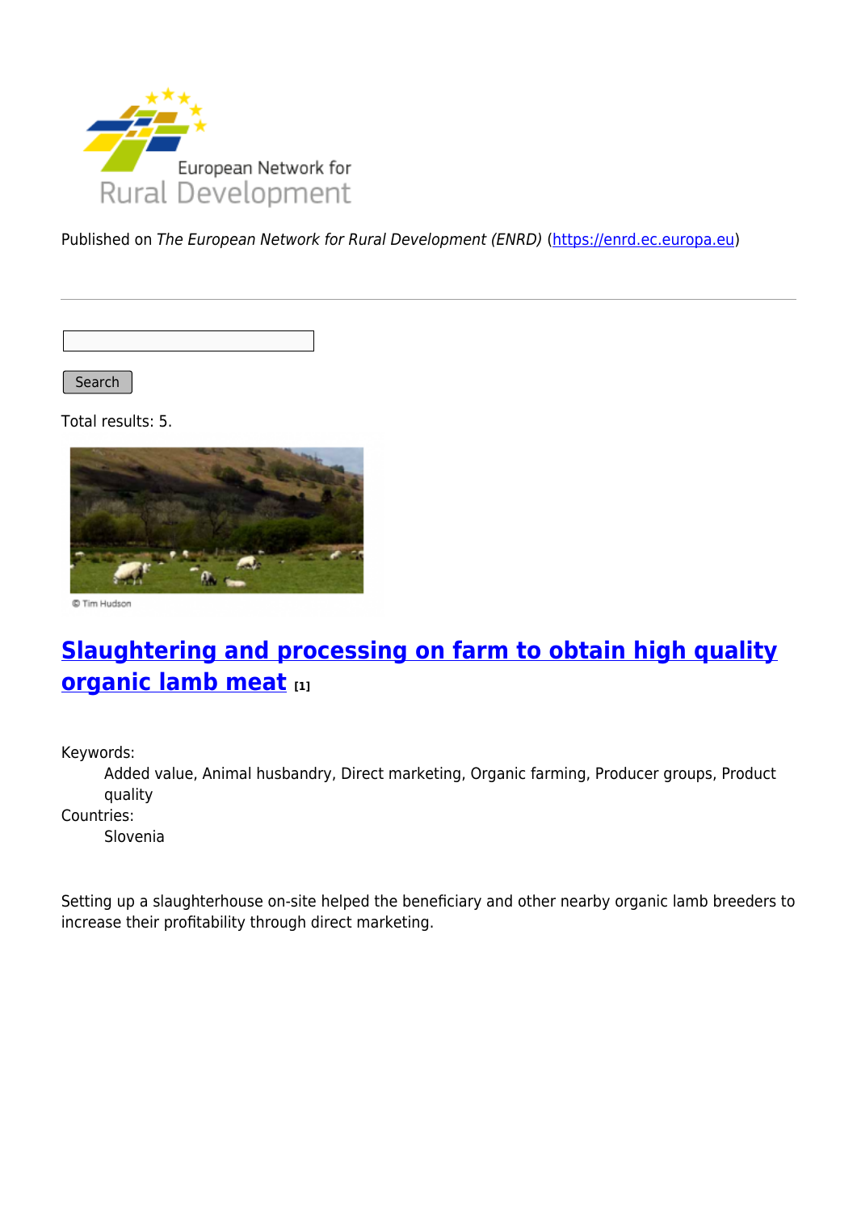Published on *The European Network for Rural Development (ENRD)* (https://enrd.ec.europa.eu)

Search

Total results: 5.

© Tim Hudson

## Slaughtering and processing on farm to obtain high quality organic lamb meat [1]

Keywords:
: Added value, Animal husbandry, Direct marketing, Organic farming, Producer groups, Product quality

Countries:
: Slovenia

Setting up a slaughterhouse on-site helped the beneficiary and other nearby organic lamb breeders to increase their profitability through direct marketing.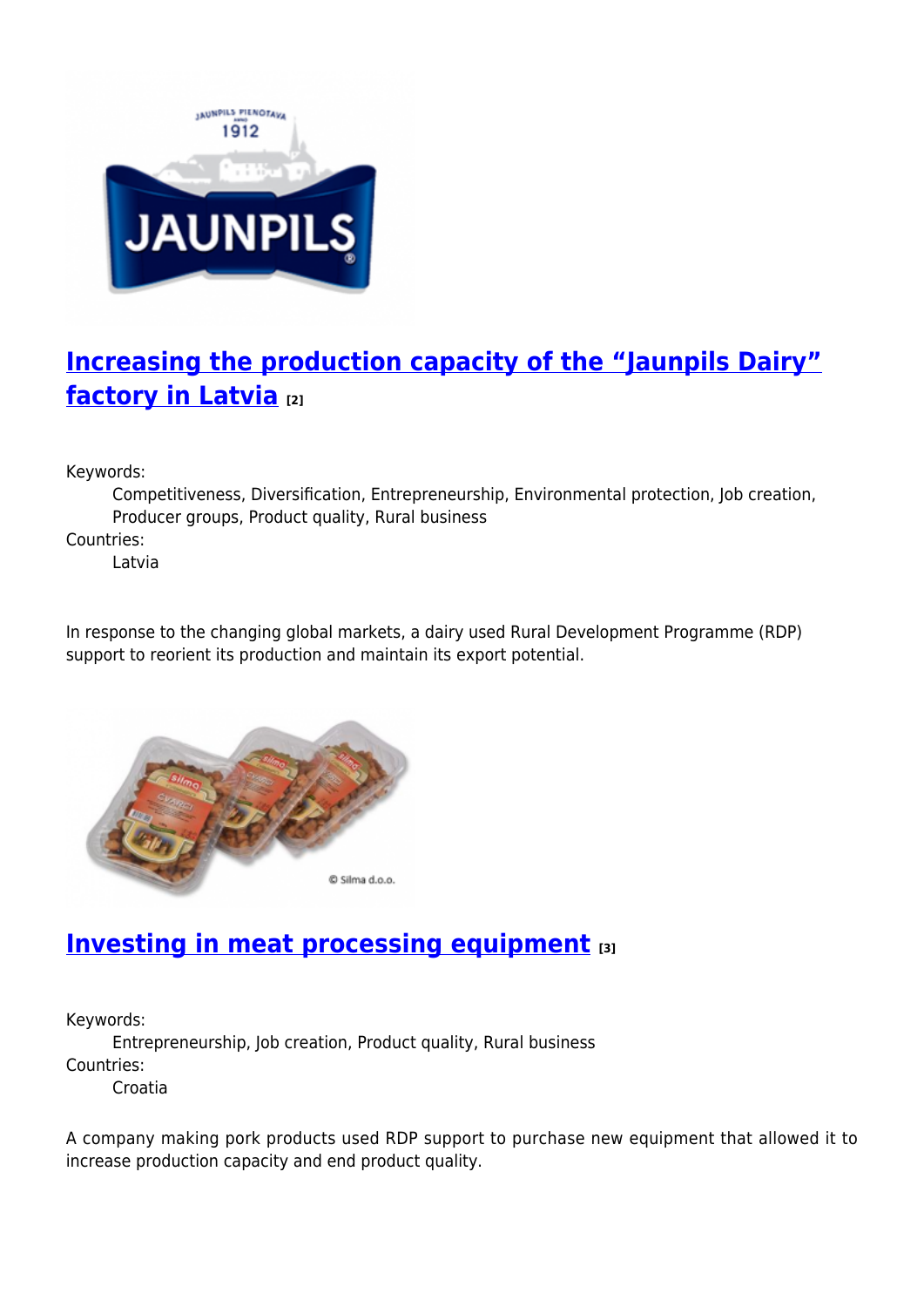## Increasing the production capacity of the “Jaunpils Dairy” factory in Latvia [2]

Keywords:
: Competitiveness, Diversification, Entrepreneurship, Environmental protection, Job creation, Producer groups, Product quality, Rural business

Countries:
: Latvia

In response to the changing global markets, a dairy used Rural Development Programme (RDP) support to reorient its production and maintain its export potential.

## Investing in meat processing equipment [3]

Keywords:
: Entrepreneurship, Job creation, Product quality, Rural business

Countries:
: Croatia

A company making pork products used RDP support to purchase new equipment that allowed it to increase production capacity and end product quality.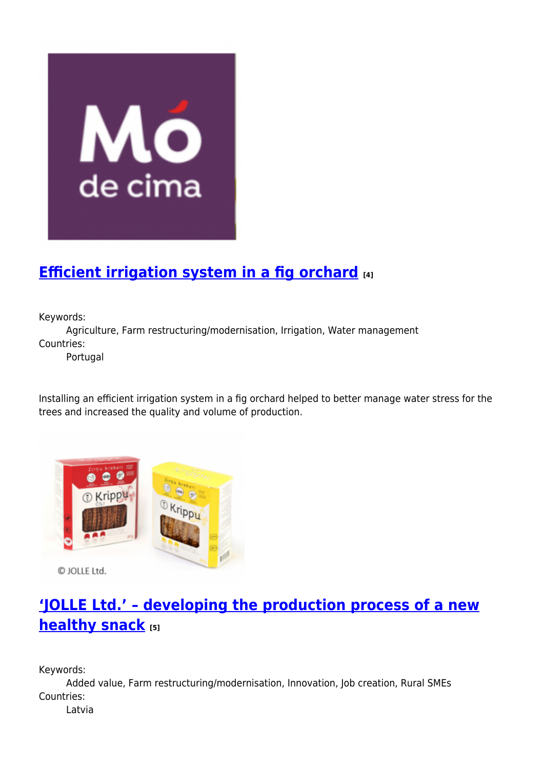## [Efficient irrigation system in a fig orchard] [4]

Keywords:
Agriculture, Farm restructuring/modernisation, Irrigation, Water management

Countries:
Portugal

Installing an efficient irrigation system in a fig orchard helped to better manage water stress for the trees and increased the quality and volume of production.

© JOLLE Ltd.

## [‘JOLLE Ltd.’ – developing the production process of a new healthy snack] [5]

Keywords:
Added value, Farm restructuring/modernisation, Innovation, Job creation, Rural SMEs

Countries:
Latvia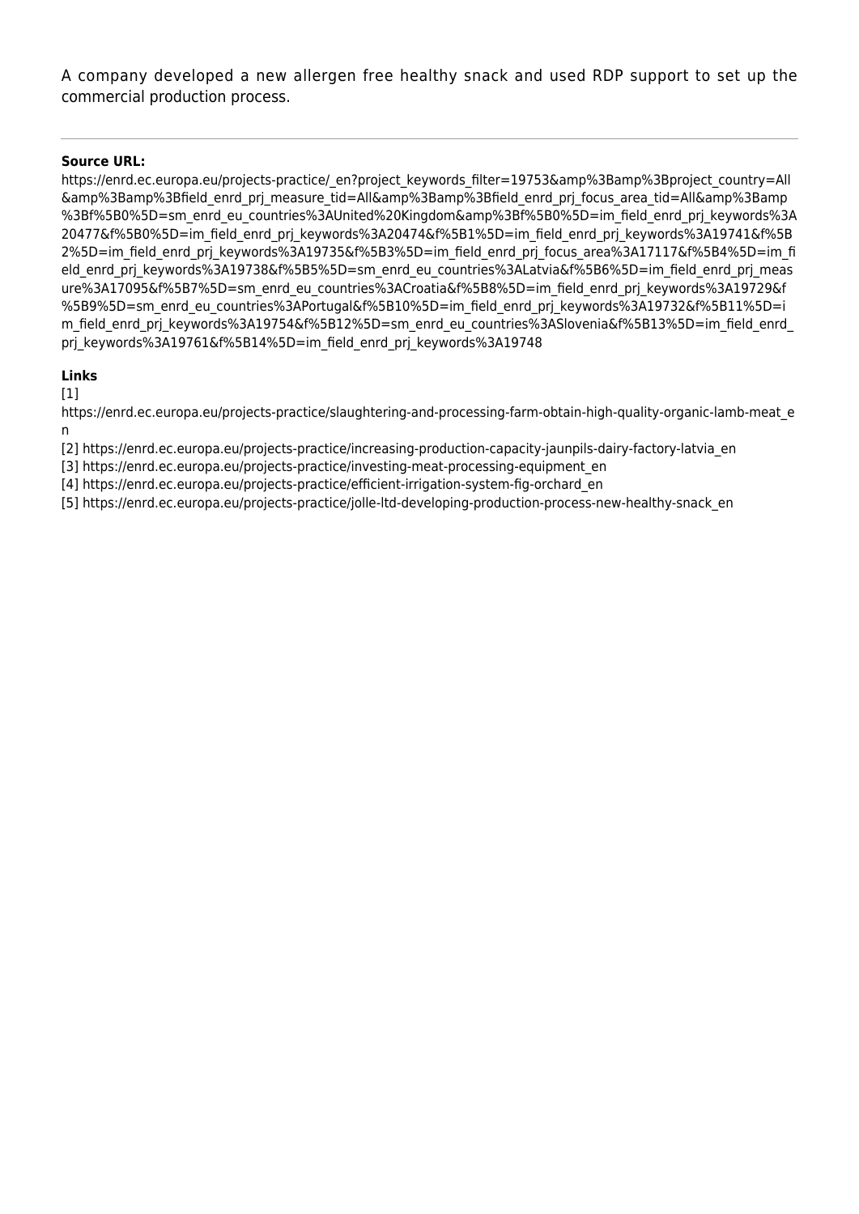A company developed a new allergen free healthy snack and used RDP support to set up the commercial production process.

---

**Source URL:**
https://enrd.ec.europa.eu/projects-practice/_en?project_keywords_filter=19753&amp%3Bamp%3Bproject_country=All&amp%3Bamp%3Bfield_enrd_prj_measure_tid=All&amp%3Bamp%3Bfield_enrd_prj_focus_area_tid=All&amp%3Bamp%3Bf%5B0%5D=sm_enrd_eu_countries%3AUnited%20Kingdom&amp%3Bf%5B0%5D=im_field_enrd_prj_keywords%3A20477&f%5B0%5D=im_field_enrd_prj_keywords%3A20474&f%5B1%5D=im_field_enrd_prj_keywords%3A19741&f%5B2%5D=im_field_enrd_prj_keywords%3A19735&f%5B3%5D=im_field_enrd_prj_focus_area%3A17117&f%5B4%5D=im_field_enrd_prj_keywords%3A19738&f%5B5%5D=sm_enrd_eu_countries%3ALatvia&f%5B6%5D=im_field_enrd_prj_measure%3A17095&f%5B7%5D=sm_enrd_eu_countries%3ACroatia&f%5B8%5D=im_field_enrd_prj_keywords%3A19729&f%5B9%5D=sm_enrd_eu_countries%3APortugal&f%5B10%5D=im_field_enrd_prj_keywords%3A19732&f%5B11%5D=im_field_enrd_prj_keywords%3A19754&f%5B12%5D=sm_enrd_eu_countries%3ASlovenia&f%5B13%5D=im_field_enrd_prj_keywords%3A19761&f%5B14%5D=im_field_enrd_prj_keywords%3A19748

**Links**

[1] https://enrd.ec.europa.eu/projects-practice/slaughtering-and-processing-farm-obtain-high-quality-organic-lamb-meat_en

[2] https://enrd.ec.europa.eu/projects-practice/increasing-production-capacity-jaunpils-dairy-factory-latvia_en

[3] https://enrd.ec.europa.eu/projects-practice/investing-meat-processing-equipment_en

[4] https://enrd.ec.europa.eu/projects-practice/efficient-irrigation-system-fig-orchard_en

[5] https://enrd.ec.europa.eu/projects-practice/jolle-ltd-developing-production-process-new-healthy-snack_en